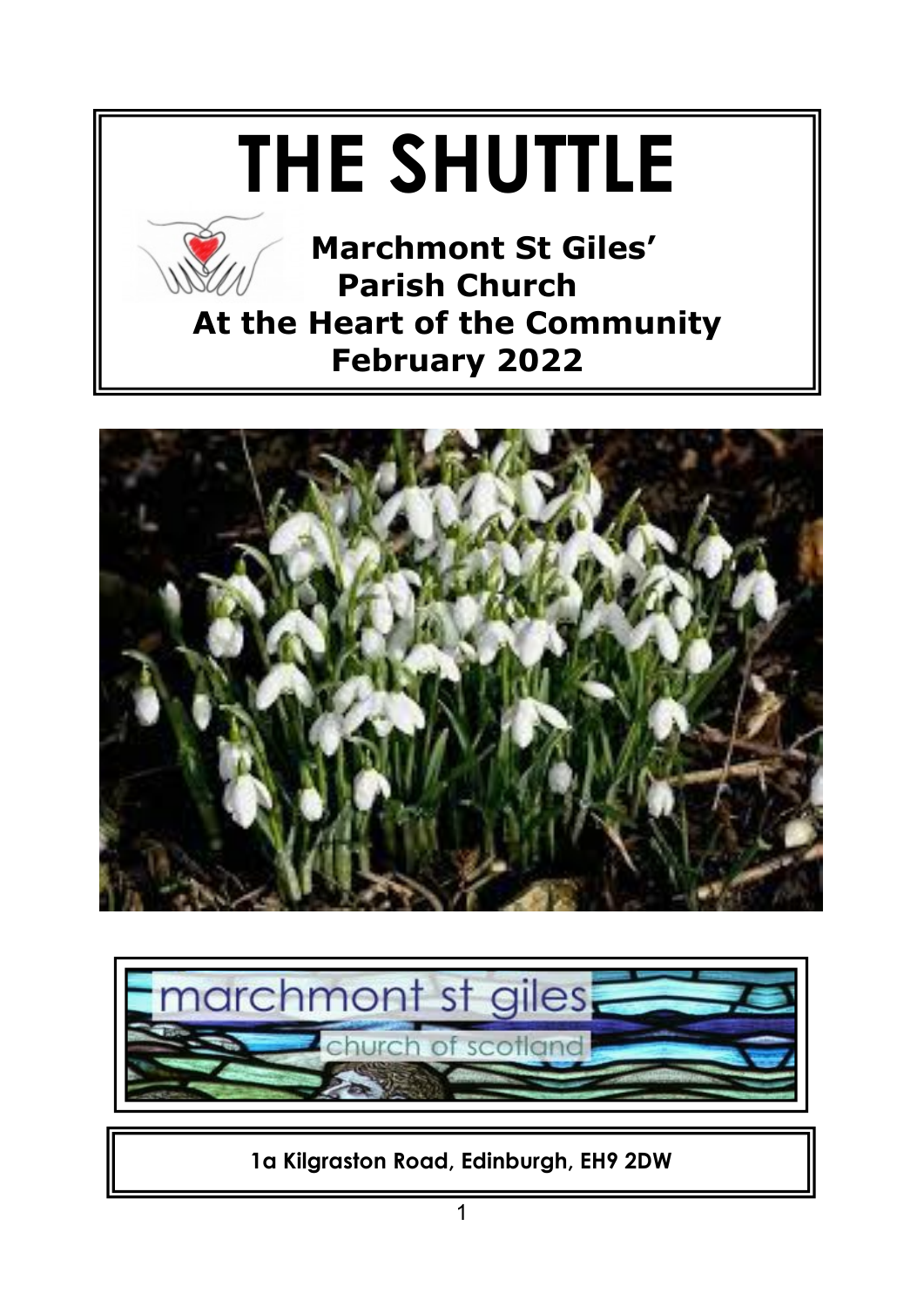# THE SHUTTLE

**Marchmont St Giles' Parish Church**

**At the Heart of the Community**

**February 2022**

marchmont st giles

church of scotland

**1a Kilgraston Road, Edinburgh, EH9 2DW**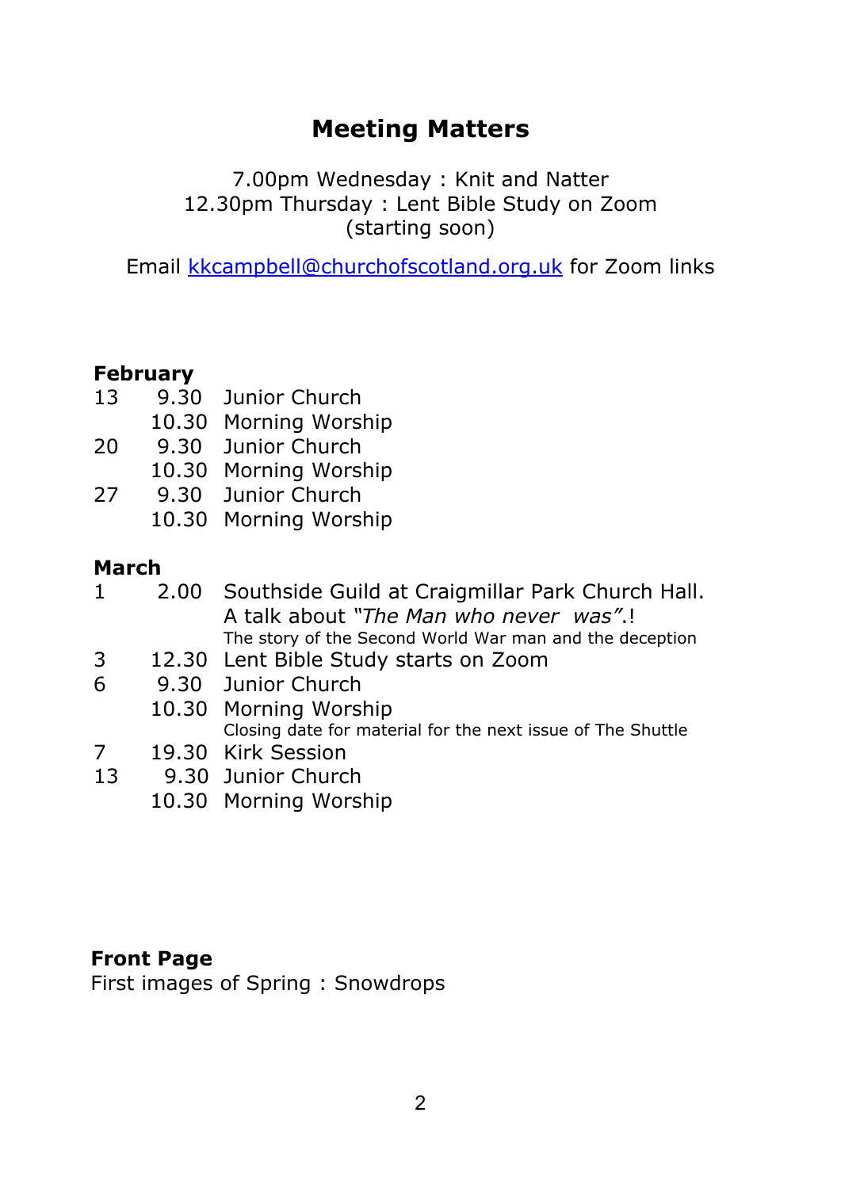## Meeting Matters

7.00pm Wednesday : Knit and Natter
12.30pm Thursday : Lent Bible Study on Zoom
(starting soon)

Email kkcampbell@churchofscotland.org.uk for Zoom links

**February**

| | | |
|---|---|---|
| 13 | 9.30 | Junior Church |
| | 10.30 | Morning Worship |
| 20 | 9.30 | Junior Church |
| | 10.30 | Morning Worship |
| 27 | 9.30 | Junior Church |
| | 10.30 | Morning Worship |

**March**

| | | |
|---|---|---|
| 1 | 2.00 | Southside Guild at Craigmillar Park Church Hall. A talk about *"The Man who never was"*.! The story of the Second World War man and the deception |
| 3 | 12.30 | Lent Bible Study starts on Zoom |
| 6 | 9.30 | Junior Church |
| | 10.30 | Morning Worship Closing date for material for the next issue of The Shuttle |
| 7 | 19.30 | Kirk Session |
| 13 | 9.30 | Junior Church |
| | 10.30 | Morning Worship |

**Front Page**
First images of Spring : Snowdrops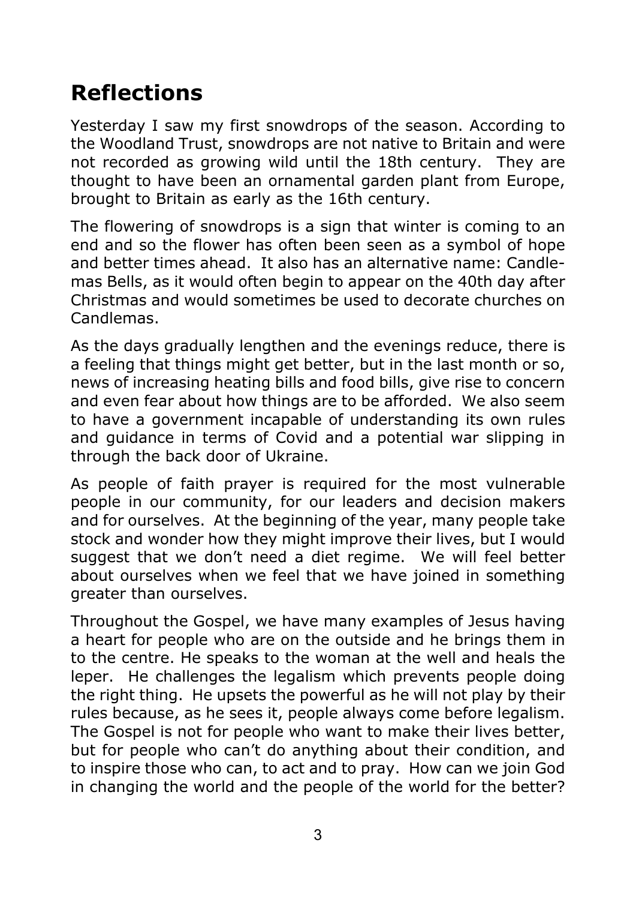# Reflections

Yesterday I saw my first snowdrops of the season. According to the Woodland Trust, snowdrops are not native to Britain and were not recorded as growing wild until the 18th century. They are thought to have been an ornamental garden plant from Europe, brought to Britain as early as the 16th century.

The flowering of snowdrops is a sign that winter is coming to an end and so the flower has often been seen as a symbol of hope and better times ahead. It also has an alternative name: Candlemas Bells, as it would often begin to appear on the 40th day after Christmas and would sometimes be used to decorate churches on Candlemas.

As the days gradually lengthen and the evenings reduce, there is a feeling that things might get better, but in the last month or so, news of increasing heating bills and food bills, give rise to concern and even fear about how things are to be afforded. We also seem to have a government incapable of understanding its own rules and guidance in terms of Covid and a potential war slipping in through the back door of Ukraine.

As people of faith prayer is required for the most vulnerable people in our community, for our leaders and decision makers and for ourselves. At the beginning of the year, many people take stock and wonder how they might improve their lives, but I would suggest that we don't need a diet regime. We will feel better about ourselves when we feel that we have joined in something greater than ourselves.

Throughout the Gospel, we have many examples of Jesus having a heart for people who are on the outside and he brings them in to the centre. He speaks to the woman at the well and heals the leper. He challenges the legalism which prevents people doing the right thing. He upsets the powerful as he will not play by their rules because, as he sees it, people always come before legalism. The Gospel is not for people who want to make their lives better, but for people who can't do anything about their condition, and to inspire those who can, to act and to pray. How can we join God in changing the world and the people of the world for the better?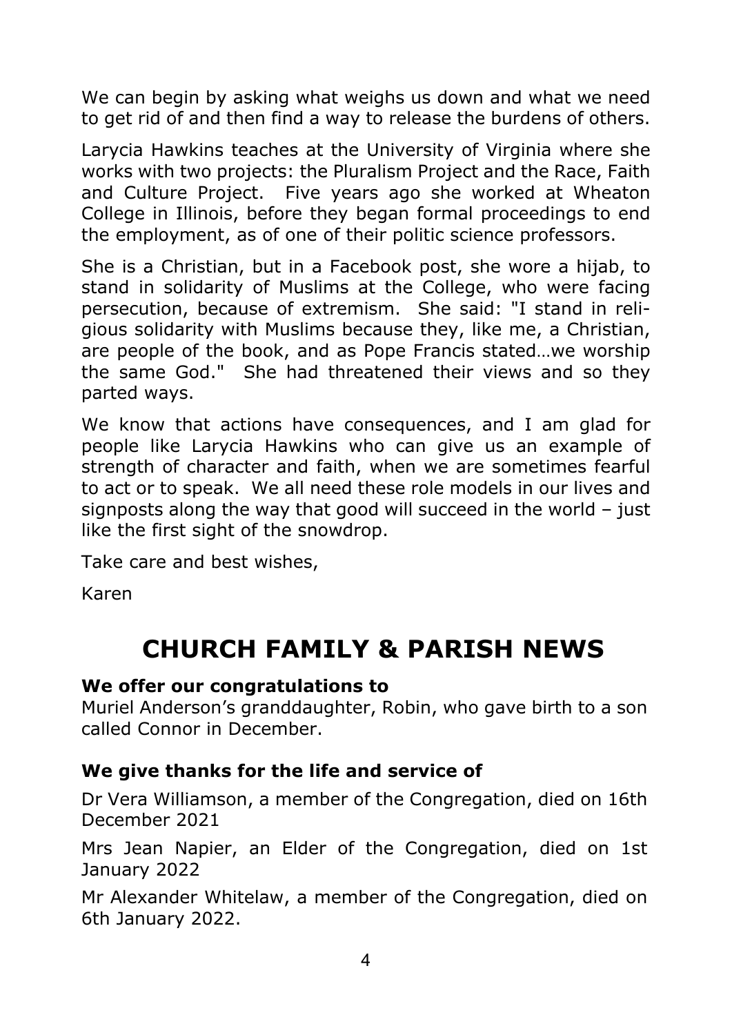We can begin by asking what weighs us down and what we need to get rid of and then find a way to release the burdens of others.

Larycia Hawkins teaches at the University of Virginia where she works with two projects: the Pluralism Project and the Race, Faith and Culture Project. Five years ago she worked at Wheaton College in Illinois, before they began formal proceedings to end the employment, as of one of their politic science professors.

She is a Christian, but in a Facebook post, she wore a hijab, to stand in solidarity of Muslims at the College, who were facing persecution, because of extremism. She said: "I stand in religious solidarity with Muslims because they, like me, a Christian, are people of the book, and as Pope Francis stated…we worship the same God." She had threatened their views and so they parted ways.

We know that actions have consequences, and I am glad for people like Larycia Hawkins who can give us an example of strength of character and faith, when we are sometimes fearful to act or to speak. We all need these role models in our lives and signposts along the way that good will succeed in the world – just like the first sight of the snowdrop.

Take care and best wishes,

Karen

# CHURCH FAMILY & PARISH NEWS

**We offer our congratulations to**
Muriel Anderson's granddaughter, Robin, who gave birth to a son called Connor in December.

**We give thanks for the life and service of**

Dr Vera Williamson, a member of the Congregation, died on 16th December 2021

Mrs Jean Napier, an Elder of the Congregation, died on 1st January 2022

Mr Alexander Whitelaw, a member of the Congregation, died on 6th January 2022.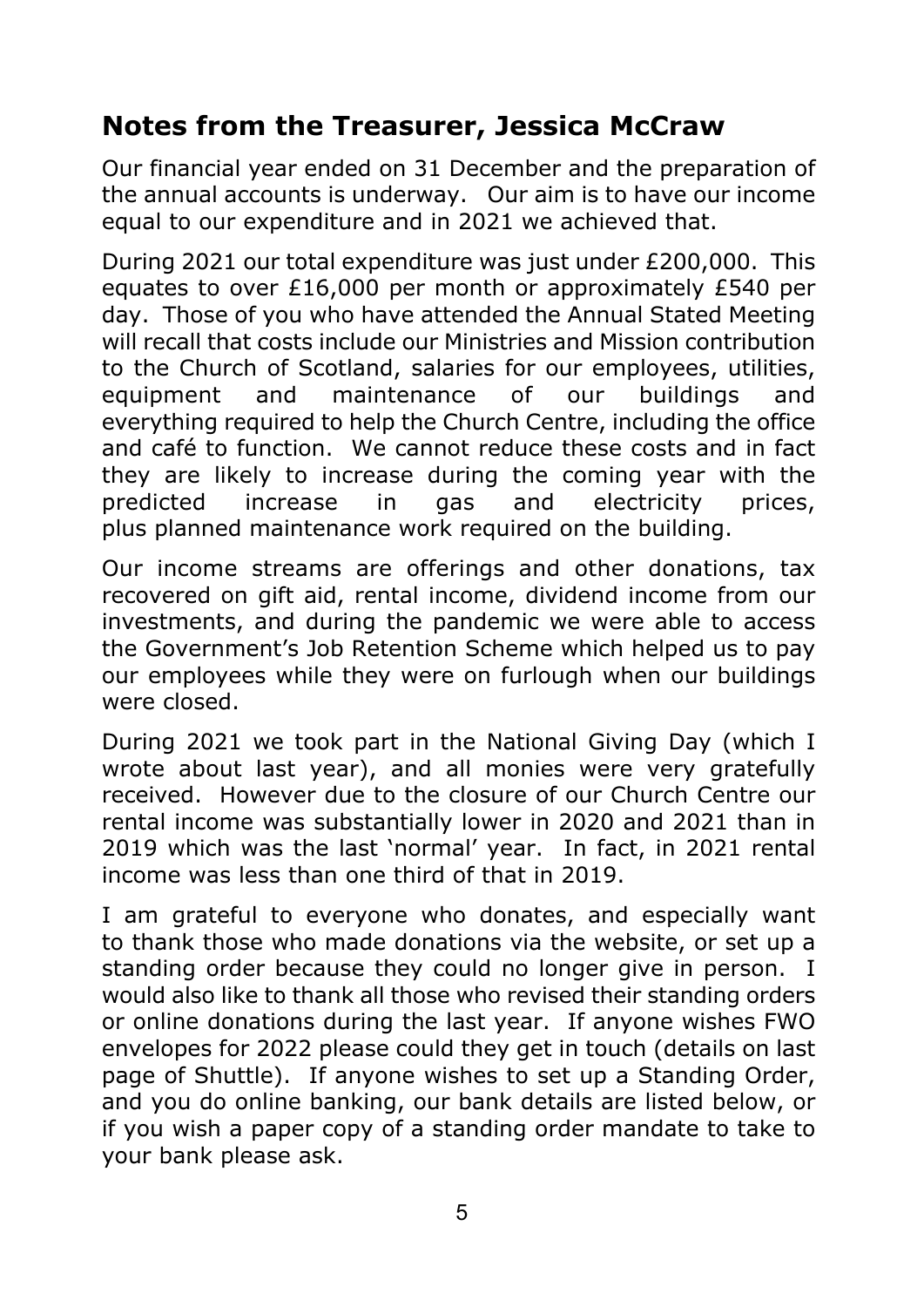## Notes from the Treasurer, Jessica McCraw

Our financial year ended on 31 December and the preparation of the annual accounts is underway. Our aim is to have our income equal to our expenditure and in 2021 we achieved that.

During 2021 our total expenditure was just under £200,000. This equates to over £16,000 per month or approximately £540 per day. Those of you who have attended the Annual Stated Meeting will recall that costs include our Ministries and Mission contribution to the Church of Scotland, salaries for our employees, utilities, equipment and maintenance of our buildings and everything required to help the Church Centre, including the office and café to function. We cannot reduce these costs and in fact they are likely to increase during the coming year with the predicted increase in gas and electricity prices, plus planned maintenance work required on the building.

Our income streams are offerings and other donations, tax recovered on gift aid, rental income, dividend income from our investments, and during the pandemic we were able to access the Government's Job Retention Scheme which helped us to pay our employees while they were on furlough when our buildings were closed.

During 2021 we took part in the National Giving Day (which I wrote about last year), and all monies were very gratefully received. However due to the closure of our Church Centre our rental income was substantially lower in 2020 and 2021 than in 2019 which was the last 'normal' year. In fact, in 2021 rental income was less than one third of that in 2019.

I am grateful to everyone who donates, and especially want to thank those who made donations via the website, or set up a standing order because they could no longer give in person. I would also like to thank all those who revised their standing orders or online donations during the last year. If anyone wishes FWO envelopes for 2022 please could they get in touch (details on last page of Shuttle). If anyone wishes to set up a Standing Order, and you do online banking, our bank details are listed below, or if you wish a paper copy of a standing order mandate to take to your bank please ask.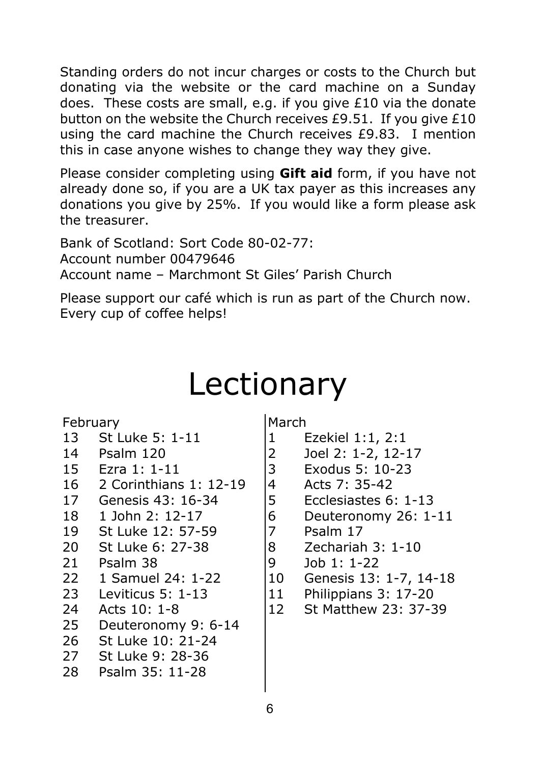Standing orders do not incur charges or costs to the Church but donating via the website or the card machine on a Sunday does. These costs are small, e.g. if you give £10 via the donate button on the website the Church receives £9.51. If you give £10 using the card machine the Church receives £9.83. I mention this in case anyone wishes to change they way they give.

Please consider completing using **Gift aid** form, if you have not already done so, if you are a UK tax payer as this increases any donations you give by 25%. If you would like a form please ask the treasurer.

Bank of Scotland: Sort Code 80-02-77:
Account number 00479646
Account name – Marchmont St Giles' Parish Church

Please support our café which is run as part of the Church now. Every cup of coffee helps!

# Lectionary

February

| | |
|---|---|
| 13 | St Luke 5: 1-11 |
| 14 | Psalm 120 |
| 15 | Ezra 1: 1-11 |
| 16 | 2 Corinthians 1: 12-19 |
| 17 | Genesis 43: 16-34 |
| 18 | 1 John 2: 12-17 |
| 19 | St Luke 12: 57-59 |
| 20 | St Luke 6: 27-38 |
| 21 | Psalm 38 |
| 22 | 1 Samuel 24: 1-22 |
| 23 | Leviticus 5: 1-13 |
| 24 | Acts 10: 1-8 |
| 25 | Deuteronomy 9: 6-14 |
| 26 | St Luke 10: 21-24 |
| 27 | St Luke 9: 28-36 |
| 28 | Psalm 35: 11-28 |

March

| | |
|---|---|
| 1 | Ezekiel 1:1, 2:1 |
| 2 | Joel 2: 1-2, 12-17 |
| 3 | Exodus 5: 10-23 |
| 4 | Acts 7: 35-42 |
| 5 | Ecclesiastes 6: 1-13 |
| 6 | Deuteronomy 26: 1-11 |
| 7 | Psalm 17 |
| 8 | Zechariah 3: 1-10 |
| 9 | Job 1: 1-22 |
| 10 | Genesis 13: 1-7, 14-18 |
| 11 | Philippians 3: 17-20 |
| 12 | St Matthew 23: 37-39 |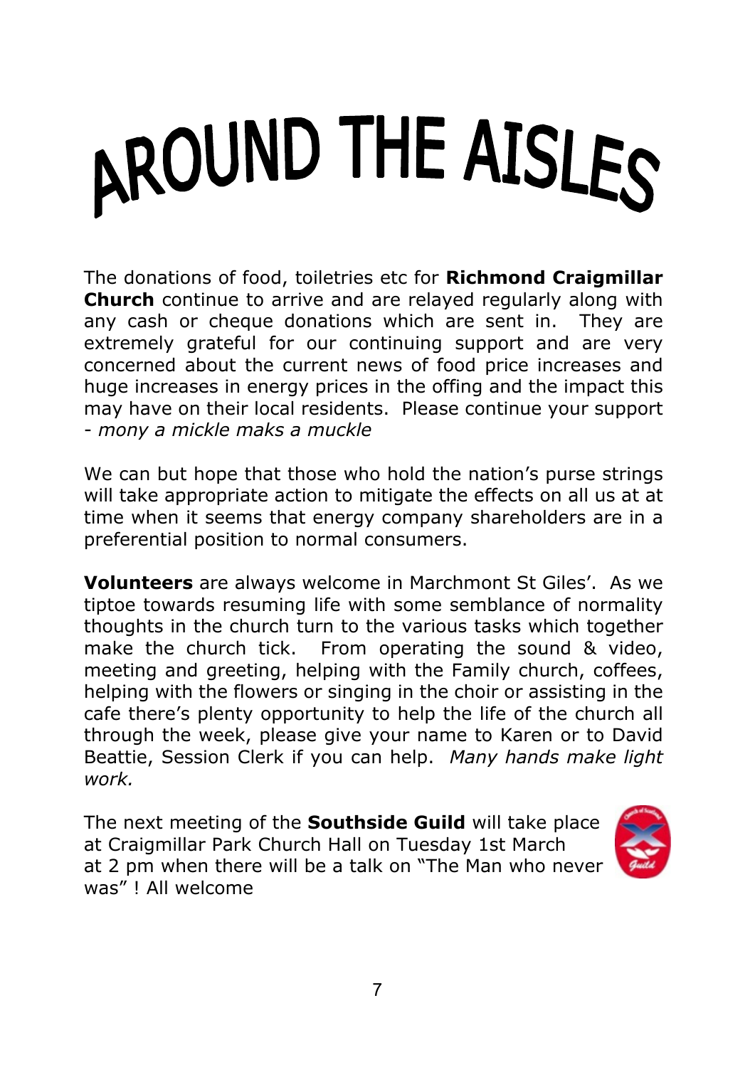# AROUND THE AISLES

The donations of food, toiletries etc for **Richmond Craigmillar Church** continue to arrive and are relayed regularly along with any cash or cheque donations which are sent in. They are extremely grateful for our continuing support and are very concerned about the current news of food price increases and huge increases in energy prices in the offing and the impact this may have on their local residents. Please continue your support - *mony a mickle maks a muckle*

We can but hope that those who hold the nation's purse strings will take appropriate action to mitigate the effects on all us at at time when it seems that energy company shareholders are in a preferential position to normal consumers.

**Volunteers** are always welcome in Marchmont St Giles'. As we tiptoe towards resuming life with some semblance of normality thoughts in the church turn to the various tasks which together make the church tick. From operating the sound & video, meeting and greeting, helping with the Family church, coffees, helping with the flowers or singing in the choir or assisting in the cafe there's plenty opportunity to help the life of the church all through the week, please give your name to Karen or to David Beattie, Session Clerk if you can help. *Many hands make light work.*

The next meeting of the **Southside Guild** will take place at Craigmillar Park Church Hall on Tuesday 1st March at 2 pm when there will be a talk on "The Man who never was" ! All welcome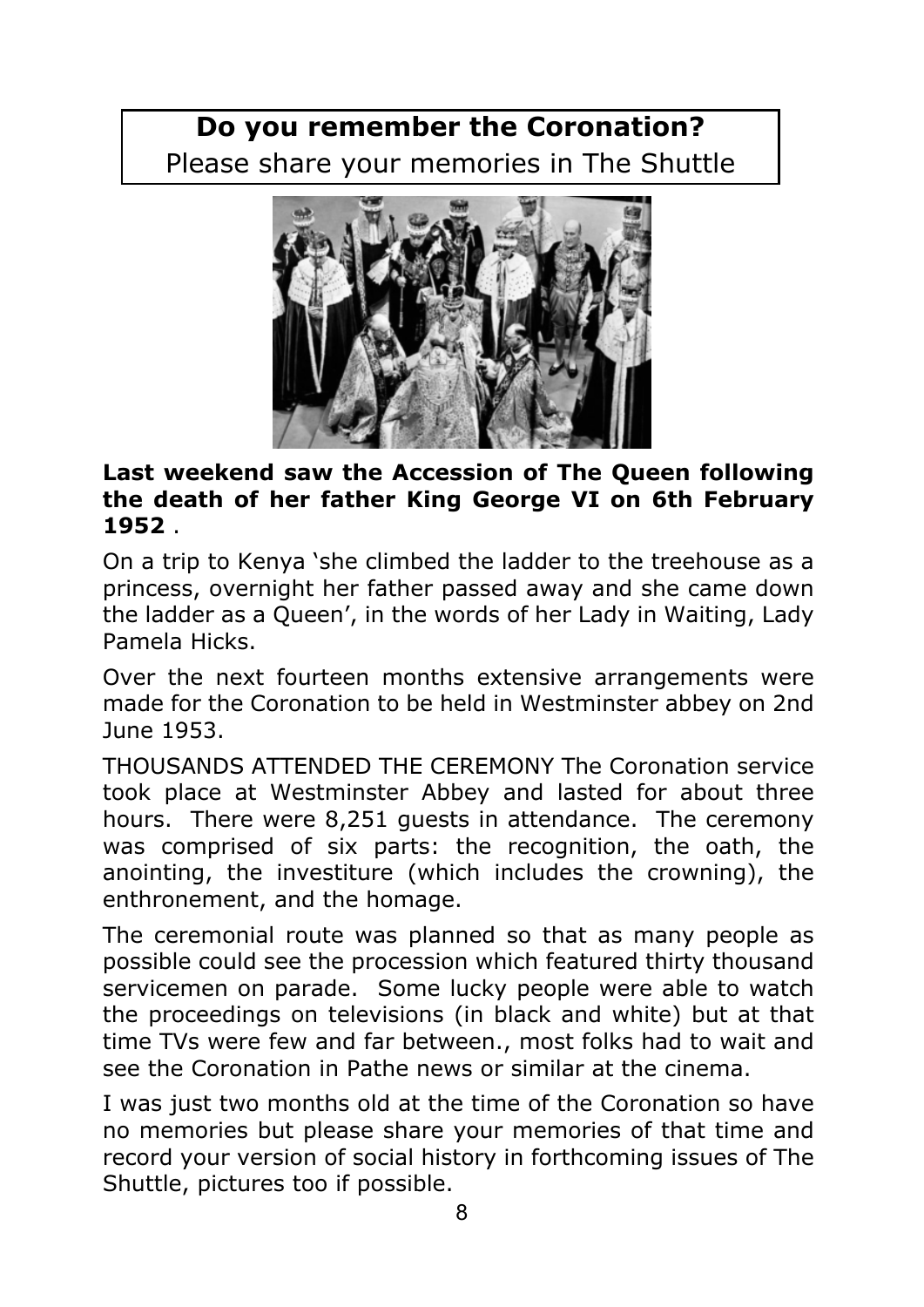## Do you remember the Coronation?

Please share your memories in The Shuttle

**Last weekend saw the Accession of The Queen following the death of her father King George VI on 6th February 1952** .

On a trip to Kenya 'she climbed the ladder to the treehouse as a princess, overnight her father passed away and she came down the ladder as a Queen', in the words of her Lady in Waiting, Lady Pamela Hicks.

Over the next fourteen months extensive arrangements were made for the Coronation to be held in Westminster abbey on 2nd June 1953.

THOUSANDS ATTENDED THE CEREMONY The Coronation service took place at Westminster Abbey and lasted for about three hours. There were 8,251 guests in attendance. The ceremony was comprised of six parts: the recognition, the oath, the anointing, the investiture (which includes the crowning), the enthronement, and the homage.

The ceremonial route was planned so that as many people as possible could see the procession which featured thirty thousand servicemen on parade. Some lucky people were able to watch the proceedings on televisions (in black and white) but at that time TVs were few and far between., most folks had to wait and see the Coronation in Pathe news or similar at the cinema.

I was just two months old at the time of the Coronation so have no memories but please share your memories of that time and record your version of social history in forthcoming issues of The Shuttle, pictures too if possible.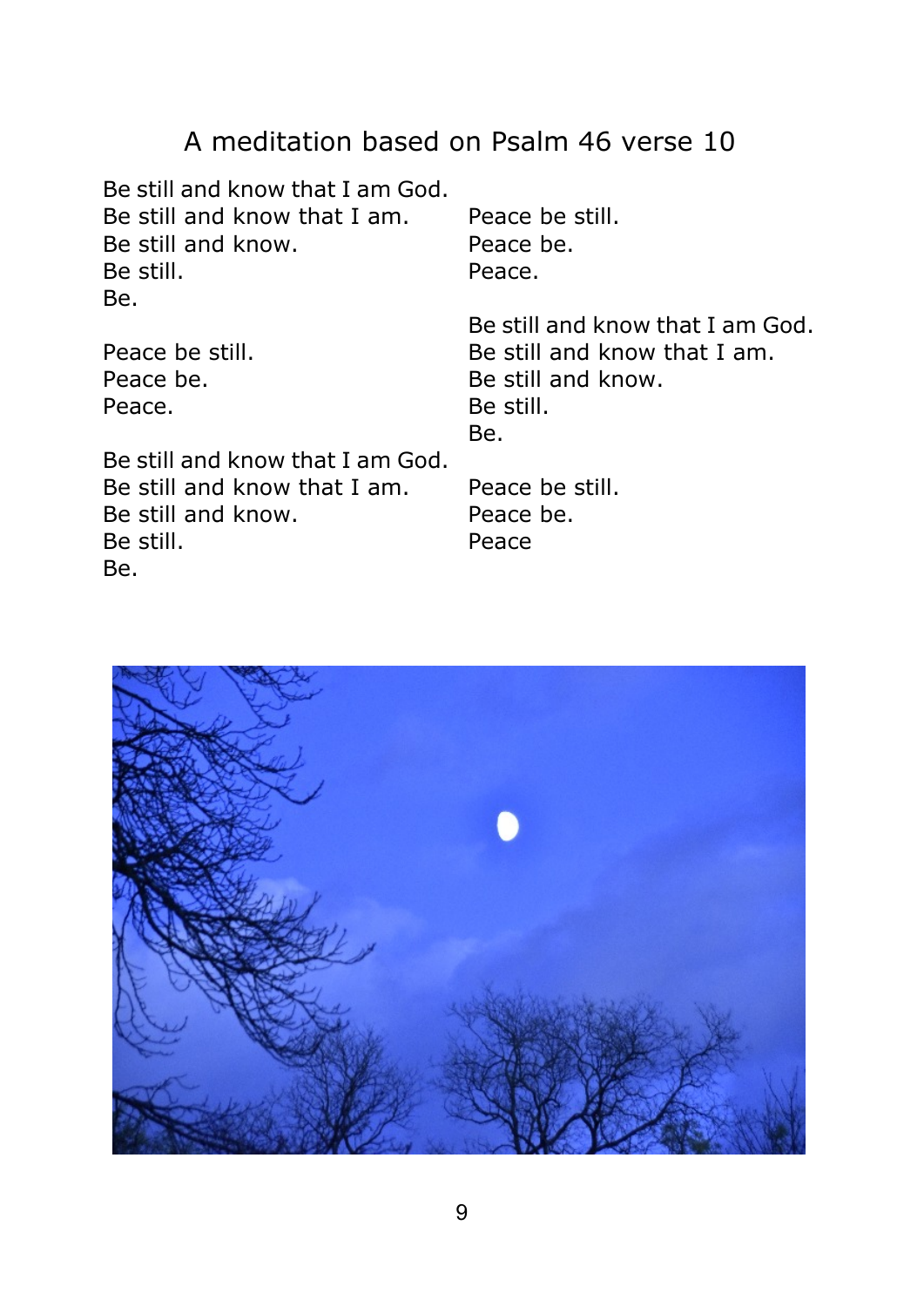## A meditation based on Psalm 46 verse 10

Be still and know that I am God.
Be still and know that I am.
Be still and know.
Be still.
Be.

Peace be still.
Peace be.
Peace.

Be still and know that I am God.
Be still and know that I am.
Be still and know.
Be still.
Be.

Peace be still.
Peace be.
Peace.

Be still and know that I am God.
Be still and know that I am.
Be still and know.
Be still.
Be.

Peace be still.
Peace be.
Peace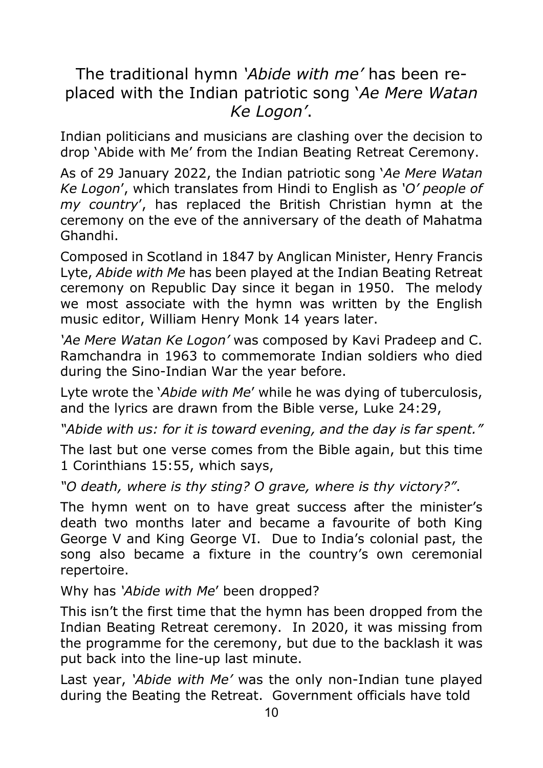## The traditional hymn *'Abide with me'* has been replaced with the Indian patriotic song '*Ae Mere Watan Ke Logon'*.

Indian politicians and musicians are clashing over the decision to drop 'Abide with Me' from the Indian Beating Retreat Ceremony.

As of 29 January 2022, the Indian patriotic song '*Ae Mere Watan Ke Logon*', which translates from Hindi to English as *'O' people of my country*', has replaced the British Christian hymn at the ceremony on the eve of the anniversary of the death of Mahatma Ghandhi.

Composed in Scotland in 1847 by Anglican Minister, Henry Francis Lyte, *Abide with Me* has been played at the Indian Beating Retreat ceremony on Republic Day since it began in 1950. The melody we most associate with the hymn was written by the English music editor, William Henry Monk 14 years later.

*'Ae Mere Watan Ke Logon'* was composed by Kavi Pradeep and C. Ramchandra in 1963 to commemorate Indian soldiers who died during the Sino-Indian War the year before.

Lyte wrote the '*Abide with Me*' while he was dying of tuberculosis, and the lyrics are drawn from the Bible verse, Luke 24:29,

*"Abide with us: for it is toward evening, and the day is far spent."*

The last but one verse comes from the Bible again, but this time 1 Corinthians 15:55, which says,

*"O death, where is thy sting? O grave, where is thy victory?"*.

The hymn went on to have great success after the minister's death two months later and became a favourite of both King George V and King George VI. Due to India's colonial past, the song also became a fixture in the country's own ceremonial repertoire.

Why has *'Abide with Me*' been dropped?

This isn't the first time that the hymn has been dropped from the Indian Beating Retreat ceremony. In 2020, it was missing from the programme for the ceremony, but due to the backlash it was put back into the line-up last minute.

Last year, *'Abide with Me'* was the only non-Indian tune played during the Beating the Retreat. Government officials have told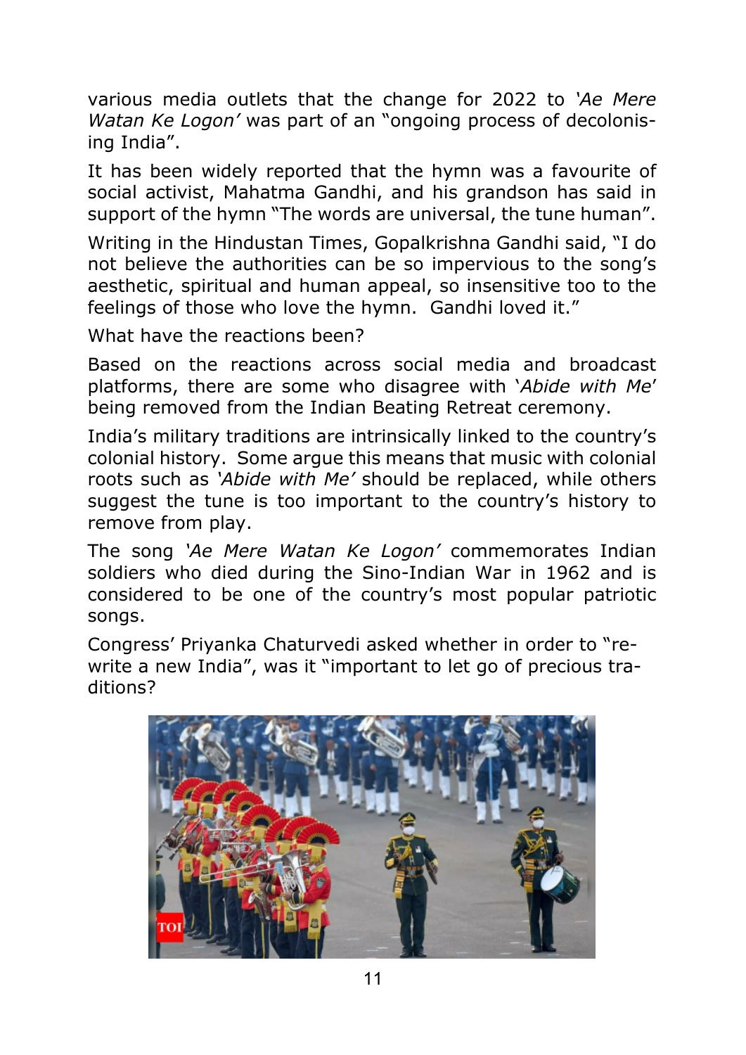various media outlets that the change for 2022 to *'Ae Mere Watan Ke Logon'* was part of an "ongoing process of decolonising India".

It has been widely reported that the hymn was a favourite of social activist, Mahatma Gandhi, and his grandson has said in support of the hymn "The words are universal, the tune human".

Writing in the Hindustan Times, Gopalkrishna Gandhi said, "I do not believe the authorities can be so impervious to the song's aesthetic, spiritual and human appeal, so insensitive too to the feelings of those who love the hymn. Gandhi loved it."

What have the reactions been?

Based on the reactions across social media and broadcast platforms, there are some who disagree with '*Abide with Me*' being removed from the Indian Beating Retreat ceremony.

India's military traditions are intrinsically linked to the country's colonial history. Some argue this means that music with colonial roots such as *'Abide with Me'* should be replaced, while others suggest the tune is too important to the country's history to remove from play.

The song *'Ae Mere Watan Ke Logon'* commemorates Indian soldiers who died during the Sino-Indian War in 1962 and is considered to be one of the country's most popular patriotic songs.

Congress' Priyanka Chaturvedi asked whether in order to "re-write a new India", was it "important to let go of precious traditions?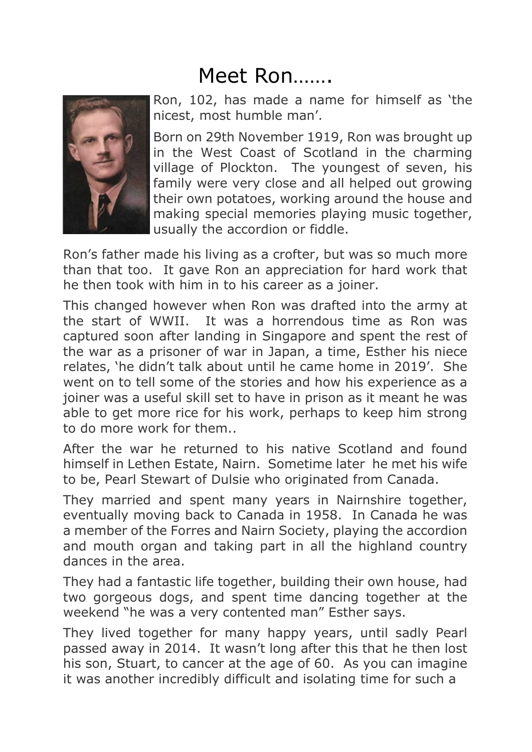# Meet Ron…….

Ron, 102, has made a name for himself as 'the nicest, most humble man'.

Born on 29th November 1919, Ron was brought up in the West Coast of Scotland in the charming village of Plockton. The youngest of seven, his family were very close and all helped out growing their own potatoes, working around the house and making special memories playing music together, usually the accordion or fiddle.

Ron's father made his living as a crofter, but was so much more than that too. It gave Ron an appreciation for hard work that he then took with him in to his career as a joiner.

This changed however when Ron was drafted into the army at the start of WWII. It was a horrendous time as Ron was captured soon after landing in Singapore and spent the rest of the war as a prisoner of war in Japan, a time, Esther his niece relates, 'he didn't talk about until he came home in 2019'. She went on to tell some of the stories and how his experience as a joiner was a useful skill set to have in prison as it meant he was able to get more rice for his work, perhaps to keep him strong to do more work for them..

After the war he returned to his native Scotland and found himself in Lethen Estate, Nairn. Sometime later he met his wife to be, Pearl Stewart of Dulsie who originated from Canada.

They married and spent many years in Nairnshire together, eventually moving back to Canada in 1958. In Canada he was a member of the Forres and Nairn Society, playing the accordion and mouth organ and taking part in all the highland country dances in the area.

They had a fantastic life together, building their own house, had two gorgeous dogs, and spent time dancing together at the weekend "he was a very contented man" Esther says.

They lived together for many happy years, until sadly Pearl passed away in 2014. It wasn't long after this that he then lost his son, Stuart, to cancer at the age of 60. As you can imagine it was another incredibly difficult and isolating time for such a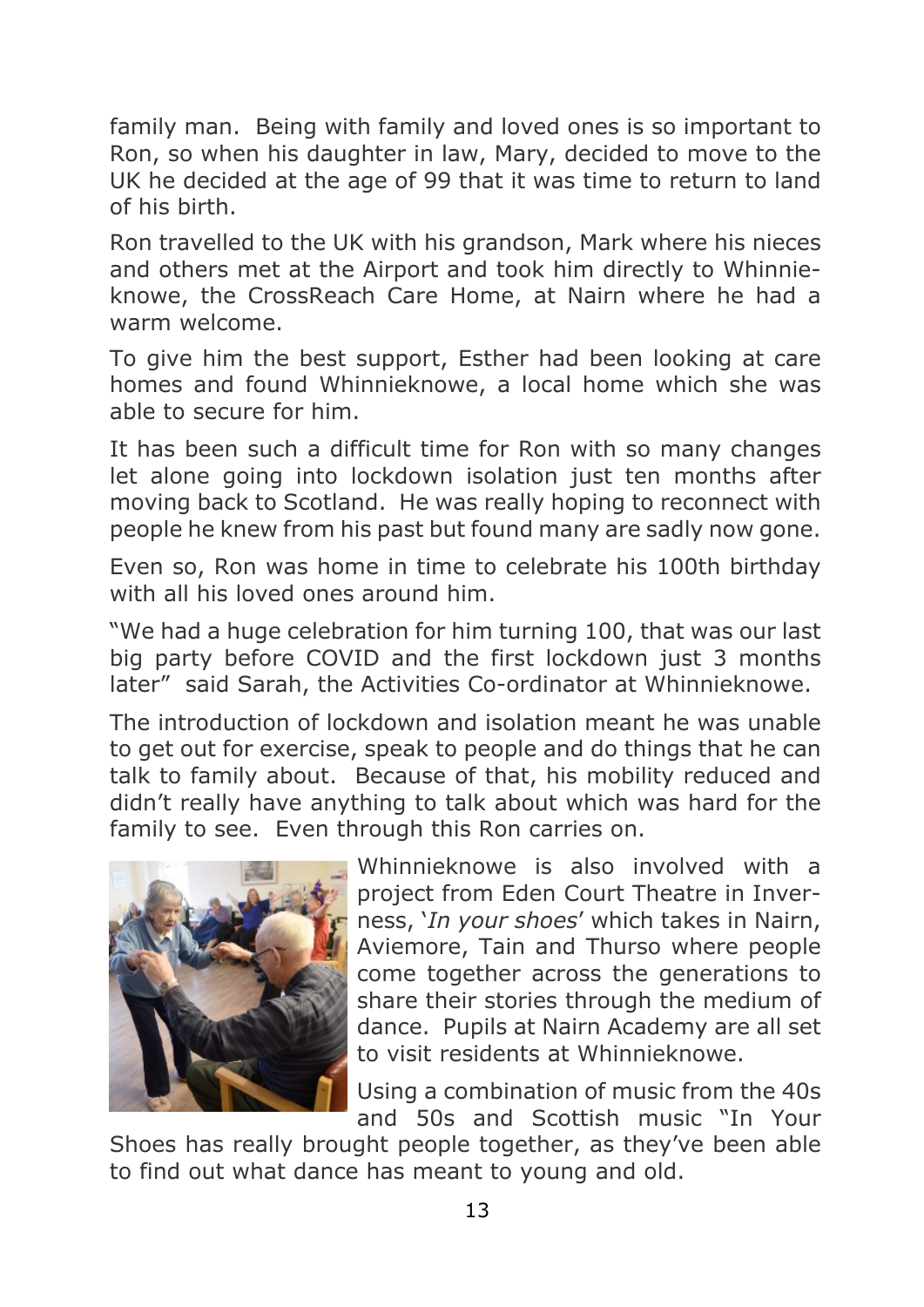family man. Being with family and loved ones is so important to Ron, so when his daughter in law, Mary, decided to move to the UK he decided at the age of 99 that it was time to return to land of his birth.

Ron travelled to the UK with his grandson, Mark where his nieces and others met at the Airport and took him directly to Whinnieknowe, the CrossReach Care Home, at Nairn where he had a warm welcome.

To give him the best support, Esther had been looking at care homes and found Whinnieknowe, a local home which she was able to secure for him.

It has been such a difficult time for Ron with so many changes let alone going into lockdown isolation just ten months after moving back to Scotland. He was really hoping to reconnect with people he knew from his past but found many are sadly now gone.

Even so, Ron was home in time to celebrate his 100th birthday with all his loved ones around him.

"We had a huge celebration for him turning 100, that was our last big party before COVID and the first lockdown just 3 months later" said Sarah, the Activities Co-ordinator at Whinnieknowe.

The introduction of lockdown and isolation meant he was unable to get out for exercise, speak to people and do things that he can talk to family about. Because of that, his mobility reduced and didn't really have anything to talk about which was hard for the family to see. Even through this Ron carries on.

Whinnieknowe is also involved with a project from Eden Court Theatre in Inverness, '*In your shoes*' which takes in Nairn, Aviemore, Tain and Thurso where people come together across the generations to share their stories through the medium of dance. Pupils at Nairn Academy are all set to visit residents at Whinnieknowe.

Using a combination of music from the 40s and 50s and Scottish music "In Your Shoes has really brought people together, as they've been able to find out what dance has meant to young and old.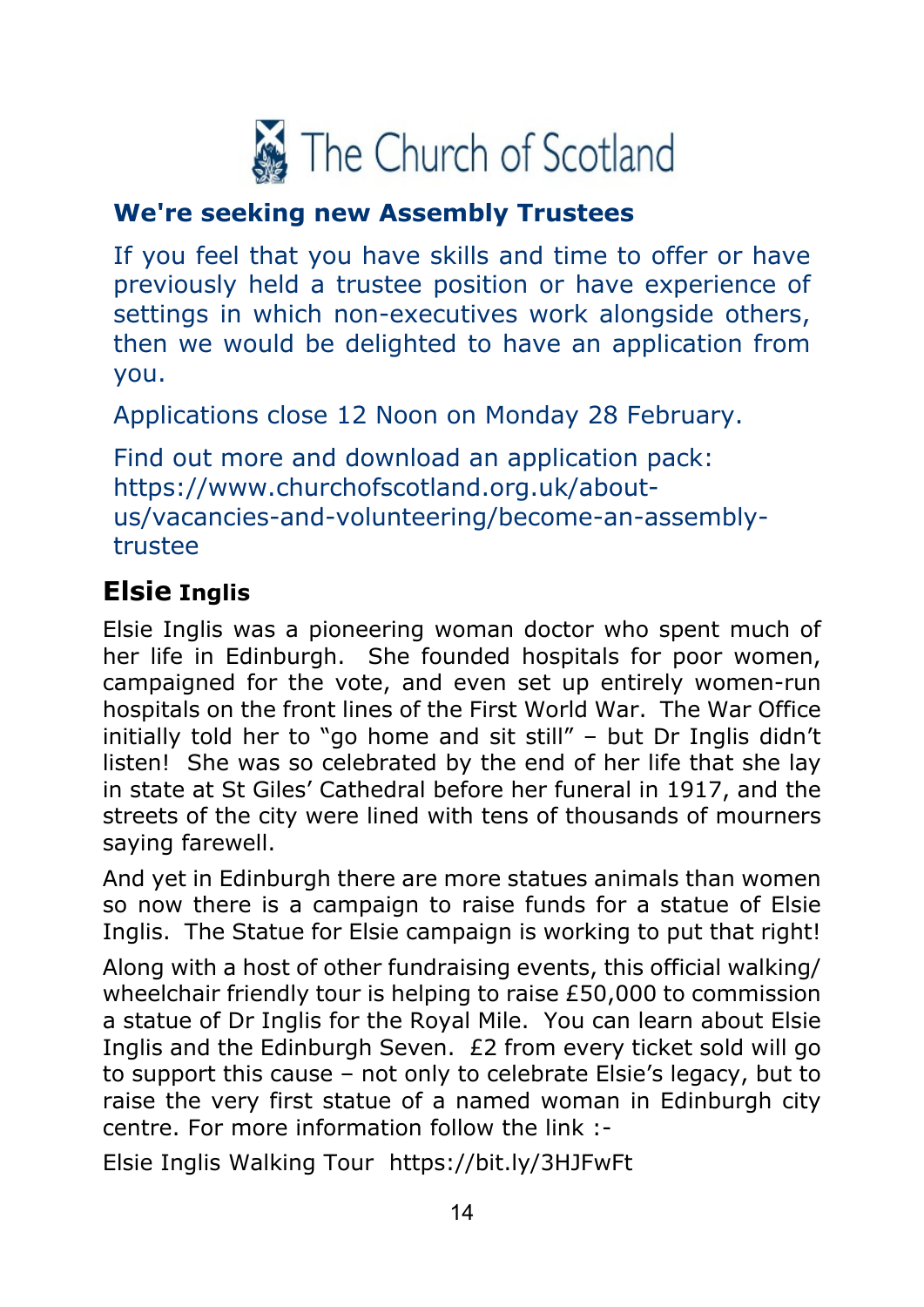The Church of Scotland

## We're seeking new Assembly Trustees

If you feel that you have skills and time to offer or have previously held a trustee position or have experience of settings in which non-executives work alongside others, then we would be delighted to have an application from you.

Applications close 12 Noon on Monday 28 February.

Find out more and download an application pack:
https://www.churchofscotland.org.uk/about-us/vacancies-and-volunteering/become-an-assembly-trustee

## Elsie Inglis

Elsie Inglis was a pioneering woman doctor who spent much of her life in Edinburgh. She founded hospitals for poor women, campaigned for the vote, and even set up entirely women-run hospitals on the front lines of the First World War. The War Office initially told her to "go home and sit still" – but Dr Inglis didn't listen! She was so celebrated by the end of her life that she lay in state at St Giles' Cathedral before her funeral in 1917, and the streets of the city were lined with tens of thousands of mourners saying farewell.

And yet in Edinburgh there are more statues animals than women so now there is a campaign to raise funds for a statue of Elsie Inglis. The Statue for Elsie campaign is working to put that right!

Along with a host of other fundraising events, this official walking/wheelchair friendly tour is helping to raise £50,000 to commission a statue of Dr Inglis for the Royal Mile. You can learn about Elsie Inglis and the Edinburgh Seven. £2 from every ticket sold will go to support this cause – not only to celebrate Elsie's legacy, but to raise the very first statue of a named woman in Edinburgh city centre. For more information follow the link :-

Elsie Inglis Walking Tour https://bit.ly/3HJFwFt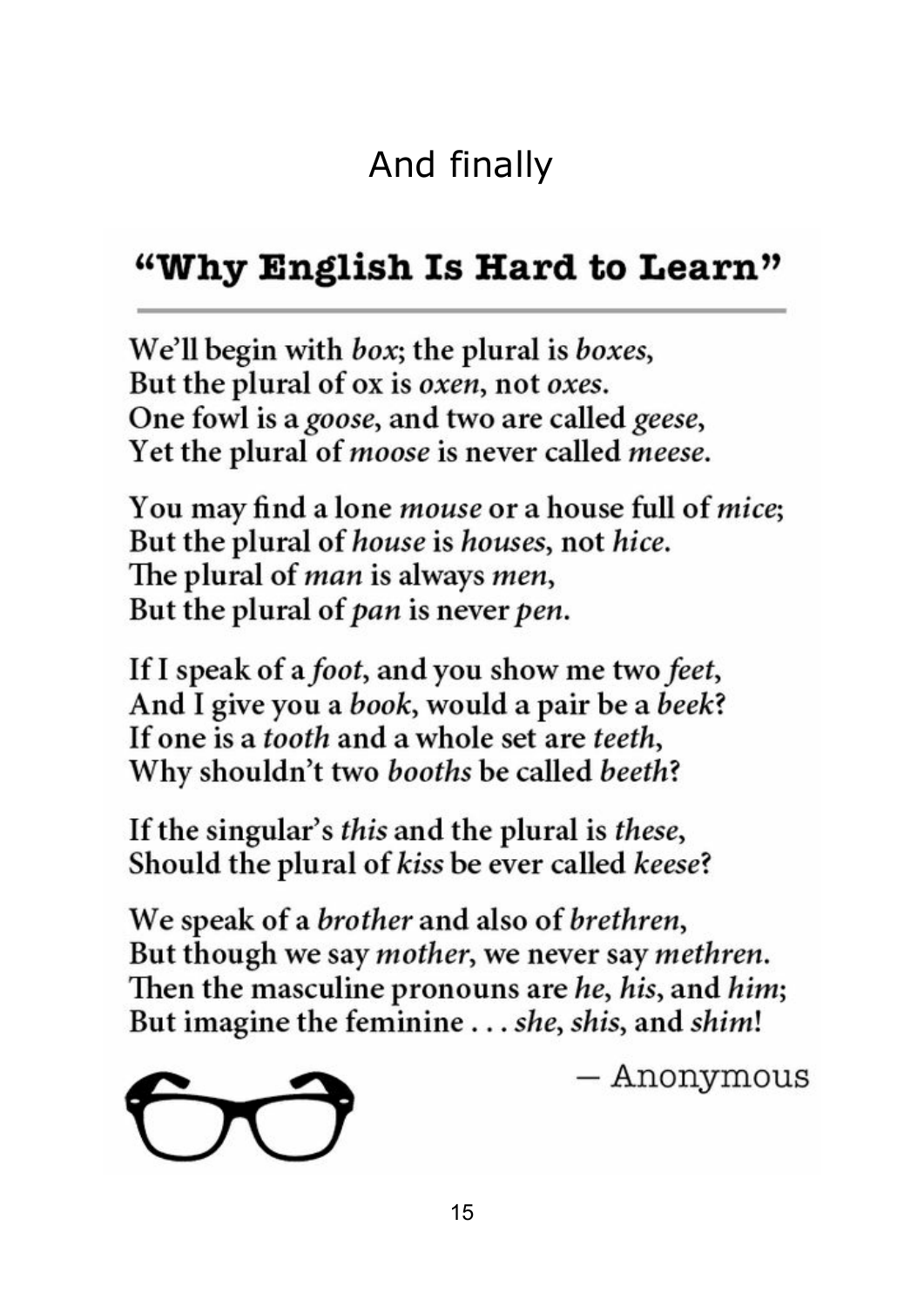# And finally

## "Why English Is Hard to Learn"

We'll begin with *box*; the plural is *boxes*,
But the plural of ox is *oxen*, not *oxes*.
One fowl is a *goose*, and two are called *geese*,
Yet the plural of *moose* is never called *meese*.

You may find a lone *mouse* or a house full of *mice*;
But the plural of *house* is *houses*, not *hice*.
The plural of *man* is always *men*,
But the plural of *pan* is never *pen*.

If I speak of a *foot*, and you show me two *feet*,
And I give you a *book*, would a pair be a *beek*?
If one is a *tooth* and a whole set are *teeth*,
Why shouldn't two *booths* be called *beeth*?

If the singular's *this* and the plural is *these*,
Should the plural of *kiss* be ever called *keese*?

We speak of a *brother* and also of *brethren*,
But though we say *mother*, we never say *methren*.
Then the masculine pronouns are *he*, *his*, and *him*;
But imagine the feminine . . . *she*, *shis*, and *shim*!

— Anonymous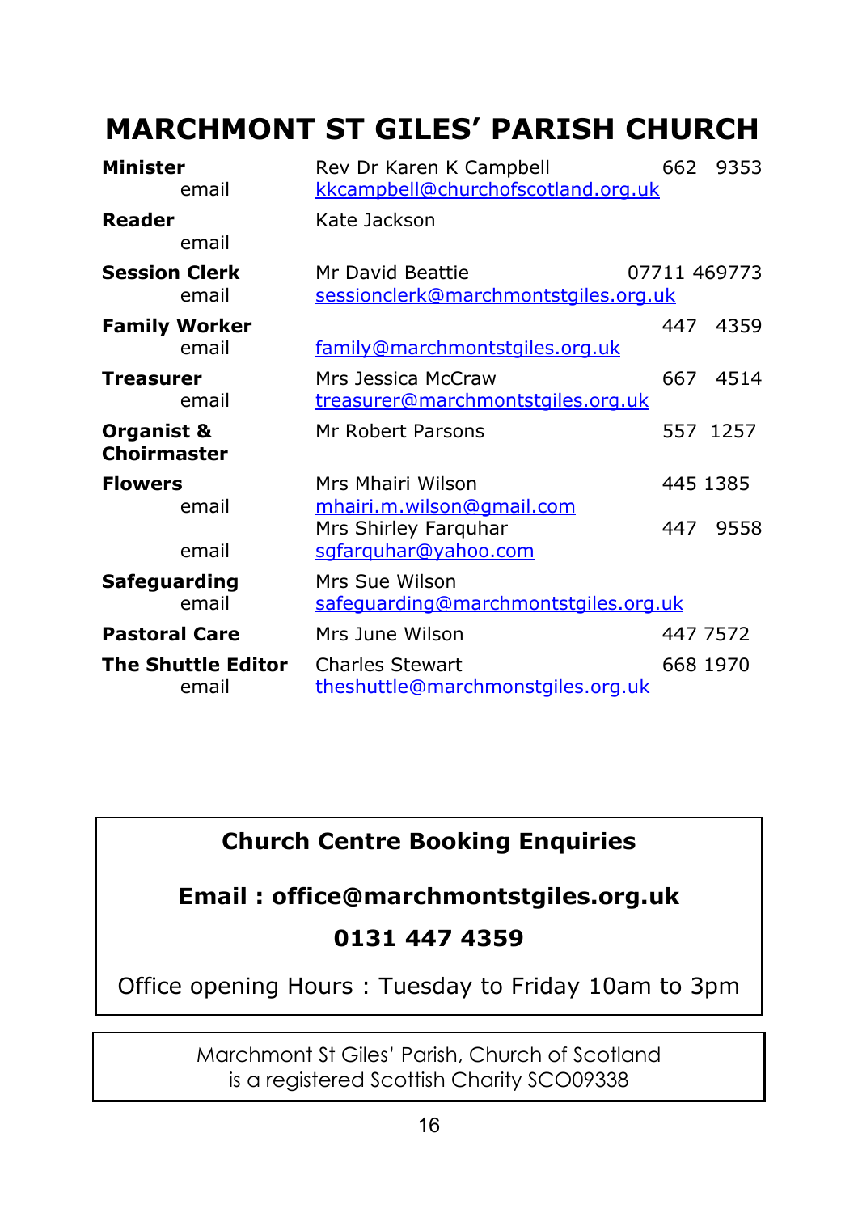# MARCHMONT ST GILES' PARISH CHURCH

| | | |
|---|---|---|
| **Minister** | Rev Dr Karen K Campbell | 662 9353 |
| email | kkcampbell@churchofscotland.org.uk | |
| **Reader** | Kate Jackson | |
| email | | |
| **Session Clerk** | Mr David Beattie | 07711 469773 |
| email | sessionclerk@marchmontstgiles.org.uk | |
| **Family Worker** | | 447 4359 |
| email | family@marchmontstgiles.org.uk | |
| **Treasurer** | Mrs Jessica McCraw | 667 4514 |
| email | treasurer@marchmontstgiles.org.uk | |
| **Organist & Choirmaster** | Mr Robert Parsons | 557 1257 |
| **Flowers** | Mrs Mhairi Wilson | 445 1385 |
| email | mhairi.m.wilson@gmail.com | |
| | Mrs Shirley Farquhar | 447 9558 |
| email | sgfarquhar@yahoo.com | |
| **Safeguarding** | Mrs Sue Wilson | |
| email | safeguarding@marchmontstgiles.org.uk | |
| **Pastoral Care** | Mrs June Wilson | 447 7572 |
| **The Shuttle Editor** | Charles Stewart | 668 1970 |
| email | theshuttle@marchmonstgiles.org.uk | |

**Church Centre Booking Enquiries**

**Email : office@marchmontstgiles.org.uk**

**0131 447 4359**

Office opening Hours : Tuesday to Friday 10am to 3pm

Marchmont St Giles' Parish, Church of Scotland
is a registered Scottish Charity SCO09338